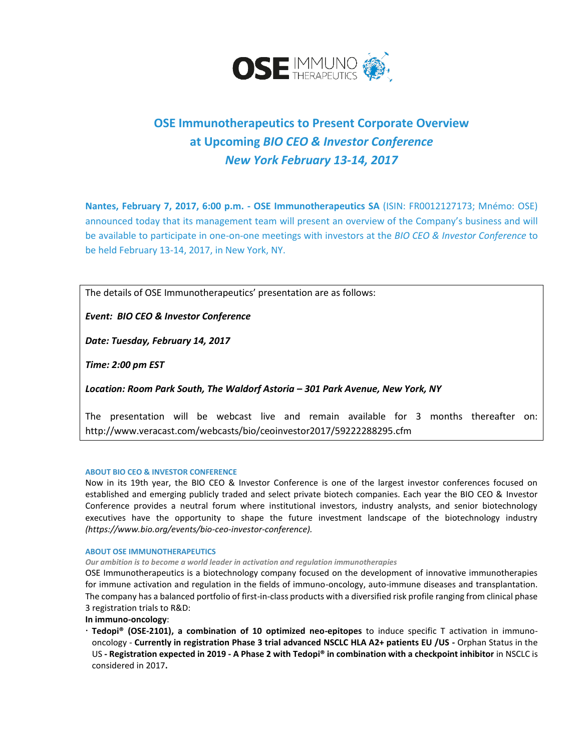# OSE Immunotherapeutics to Present Corporate Overview at Upcoming *BIO CEO & Investor Conference* *New York February 13-14, 2017*

**Nantes, February 7, 2017, 6:00 p.m. - OSE Immunotherapeutics SA** (ISIN: FR0012127173; Mnémo: OSE) announced today that its management team will present an overview of the Company's business and will be available to participate in one-on-one meetings with investors at the *BIO CEO & Investor Conference* to be held February 13-14, 2017, in New York, NY.

The details of OSE Immunotherapeutics' presentation are as follows:

***Event: BIO CEO & Investor Conference***

***Date: Tuesday, February 14, 2017***

***Time: 2:00 pm EST***

***Location: Room Park South, The Waldorf Astoria – 301 Park Avenue, New York, NY***

The presentation will be webcast live and remain available for 3 months thereafter on: http://www.veracast.com/webcasts/bio/ceoinvestor2017/59222288295.cfm

#### ABOUT BIO CEO & INVESTOR CONFERENCE

Now in its 19th year, the BIO CEO & Investor Conference is one of the largest investor conferences focused on established and emerging publicly traded and select private biotech companies. Each year the BIO CEO & Investor Conference provides a neutral forum where institutional investors, industry analysts, and senior biotechnology executives have the opportunity to shape the future investment landscape of the biotechnology industry *(https://www.bio.org/events/bio-ceo-investor-conference).*

#### ABOUT OSE IMMUNOTHERAPEUTICS

***Our ambition is to become a world leader in activation and regulation immunotherapies***

OSE Immunotherapeutics is a biotechnology company focused on the development of innovative immunotherapies for immune activation and regulation in the fields of immuno-oncology, auto-immune diseases and transplantation. The company has a balanced portfolio of first-in-class products with a diversified risk profile ranging from clinical phase 3 registration trials to R&D:

**In immuno-oncology**:

- **Tedopi® (OSE-2101), a combination of 10 optimized neo-epitopes** to induce specific T activation in immuno-oncology - **Currently in registration Phase 3 trial advanced NSCLC HLA A2+ patients EU /US -** Orphan Status in the US **- Registration expected in 2019 - A Phase 2 with Tedopi® in combination with a checkpoint inhibitor** in NSCLC is considered in 2017**.**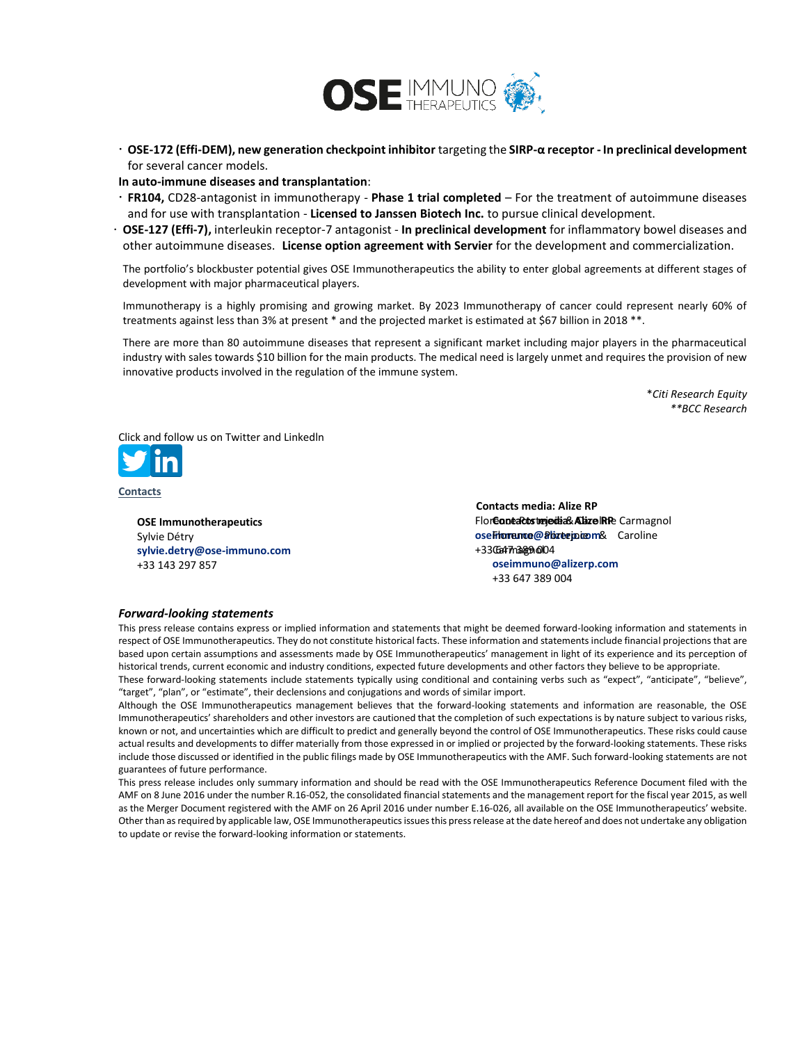- **OSE-172 (Effi-DEM), new generation checkpoint inhibitor** targeting the **SIRP-α receptor - In preclinical development** for several cancer models.

**In auto-immune diseases and transplantation**:

- **FR104,** CD28-antagonist in immunotherapy - **Phase 1 trial completed** – For the treatment of autoimmune diseases and for use with transplantation - **Licensed to Janssen Biotech Inc.** to pursue clinical development.
- **OSE-127 (Effi-7),** interleukin receptor-7 antagonist - **In preclinical development** for inflammatory bowel diseases and other autoimmune diseases. **License option agreement with Servier** for the development and commercialization.

The portfolio's blockbuster potential gives OSE Immunotherapeutics the ability to enter global agreements at different stages of development with major pharmaceutical players.

Immunotherapy is a highly promising and growing market. By 2023 Immunotherapy of cancer could represent nearly 60% of treatments against less than 3% at present * and the projected market is estimated at $67 billion in 2018 **.

There are more than 80 autoimmune diseases that represent a significant market including major players in the pharmaceutical industry with sales towards $10 billion for the main products. The medical need is largely unmet and requires the provision of new innovative products involved in the regulation of the immune system.

*\*Citi Research Equity*
*\*\*BCC Research*

Click and follow us on Twitter and Linkedln

**Contacts**

**OSE Immunotherapeutics**
Sylvie Détry
**sylvie.detry@ose-immuno.com**
+33 143 297 857

**Contacts media: Alize RP**
Florence Portejoie & Caroline Carmagnol
**oseimmuno@alizerp.com**
+33 647 389 004

## *Forward-looking statements*

This press release contains express or implied information and statements that might be deemed forward-looking information and statements in respect of OSE Immunotherapeutics. They do not constitute historical facts. These information and statements include financial projections that are based upon certain assumptions and assessments made by OSE Immunotherapeutics' management in light of its experience and its perception of historical trends, current economic and industry conditions, expected future developments and other factors they believe to be appropriate.

These forward-looking statements include statements typically using conditional and containing verbs such as "expect", "anticipate", "believe", "target", "plan", or "estimate", their declensions and conjugations and words of similar import.

Although the OSE Immunotherapeutics management believes that the forward-looking statements and information are reasonable, the OSE Immunotherapeutics' shareholders and other investors are cautioned that the completion of such expectations is by nature subject to various risks, known or not, and uncertainties which are difficult to predict and generally beyond the control of OSE Immunotherapeutics. These risks could cause actual results and developments to differ materially from those expressed in or implied or projected by the forward-looking statements. These risks include those discussed or identified in the public filings made by OSE Immunotherapeutics with the AMF. Such forward-looking statements are not guarantees of future performance.

This press release includes only summary information and should be read with the OSE Immunotherapeutics Reference Document filed with the AMF on 8 June 2016 under the number R.16-052, the consolidated financial statements and the management report for the fiscal year 2015, as well as the Merger Document registered with the AMF on 26 April 2016 under number E.16-026, all available on the OSE Immunotherapeutics' website. Other than as required by applicable law, OSE Immunotherapeutics issues this press release at the date hereof and does not undertake any obligation to update or revise the forward-looking information or statements.